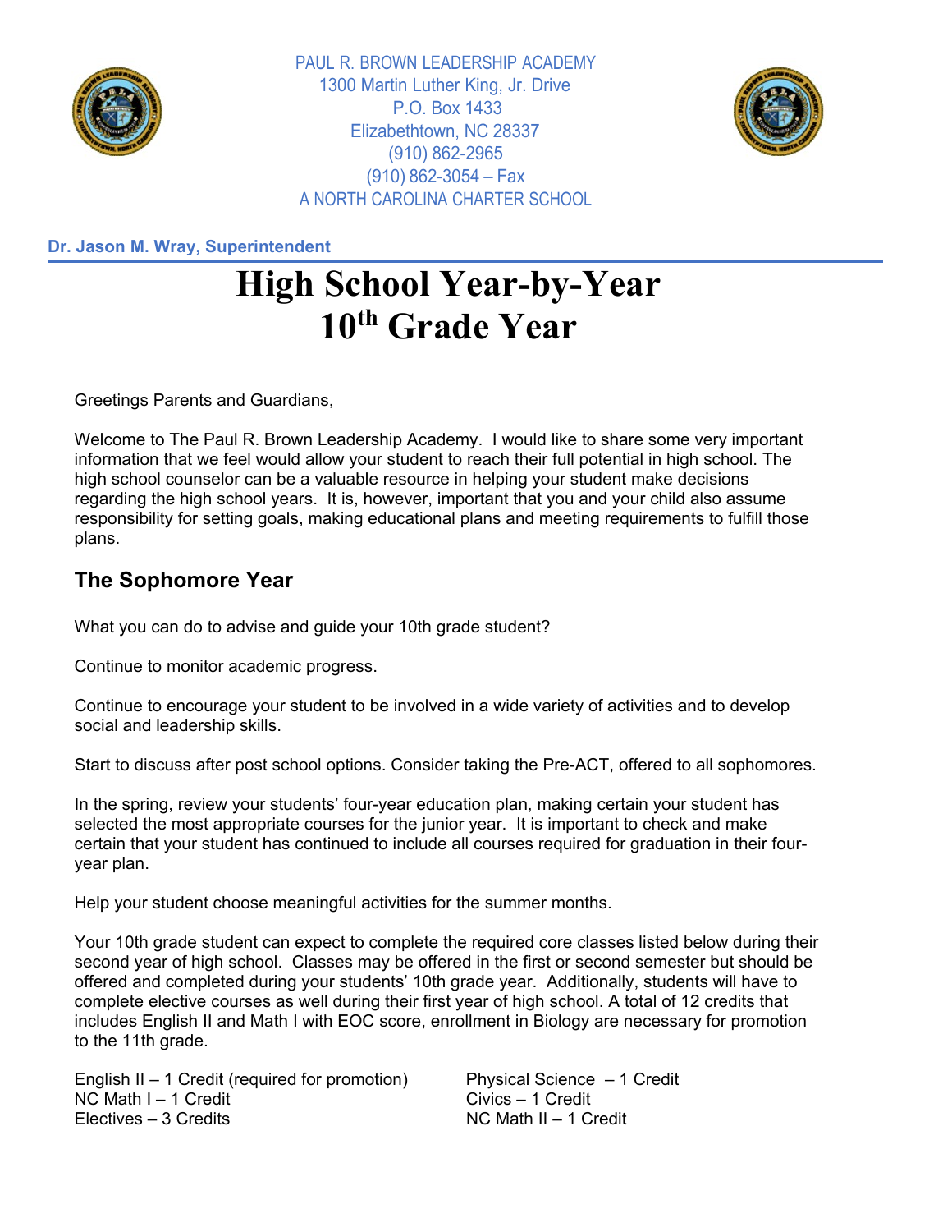PAUL R. BROWN LEADERSHIP ACADEMY
1300 Martin Luther King, Jr. Drive
P.O. Box 1433
Elizabethtown, NC 28337
(910) 862-2965
(910) 862-3054 – Fax
A NORTH CAROLINA CHARTER SCHOOL

**Dr. Jason M. Wray, Superintendent**

# High School Year-by-Year
# 10th Grade Year

Greetings Parents and Guardians,

Welcome to The Paul R. Brown Leadership Academy. I would like to share some very important information that we feel would allow your student to reach their full potential in high school. The high school counselor can be a valuable resource in helping your student make decisions regarding the high school years. It is, however, important that you and your child also assume responsibility for setting goals, making educational plans and meeting requirements to fulfill those plans.

## The Sophomore Year

What you can do to advise and guide your 10th grade student?

Continue to monitor academic progress.

Continue to encourage your student to be involved in a wide variety of activities and to develop social and leadership skills.

Start to discuss after post school options. Consider taking the Pre-ACT, offered to all sophomores.

In the spring, review your students' four-year education plan, making certain your student has selected the most appropriate courses for the junior year. It is important to check and make certain that your student has continued to include all courses required for graduation in their four-year plan.

Help your student choose meaningful activities for the summer months.

Your 10th grade student can expect to complete the required core classes listed below during their second year of high school. Classes may be offered in the first or second semester but should be offered and completed during your students' 10th grade year. Additionally, students will have to complete elective courses as well during their first year of high school. A total of 12 credits that includes English II and Math I with EOC score, enrollment in Biology are necessary for promotion to the 11th grade.

English II – 1 Credit (required for promotion)
NC Math I – 1 Credit
Electives – 3 Credits
Physical Science – 1 Credit
Civics – 1 Credit
NC Math II – 1 Credit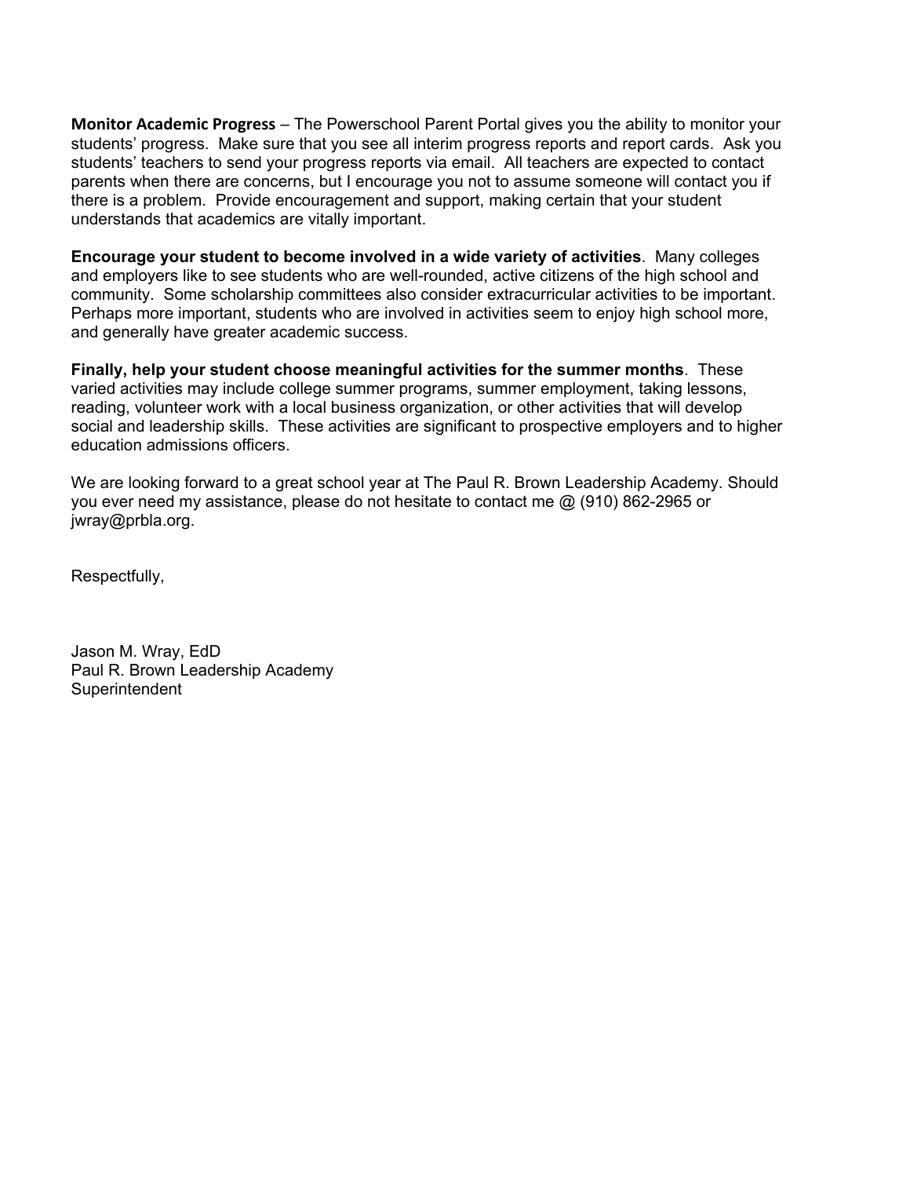**Monitor Academic Progress** – The Powerschool Parent Portal gives you the ability to monitor your students' progress. Make sure that you see all interim progress reports and report cards. Ask you students' teachers to send your progress reports via email. All teachers are expected to contact parents when there are concerns, but I encourage you not to assume someone will contact you if there is a problem. Provide encouragement and support, making certain that your student understands that academics are vitally important.

**Encourage your student to become involved in a wide variety of activities**. Many colleges and employers like to see students who are well-rounded, active citizens of the high school and community. Some scholarship committees also consider extracurricular activities to be important. Perhaps more important, students who are involved in activities seem to enjoy high school more, and generally have greater academic success.

**Finally, help your student choose meaningful activities for the summer months**. These varied activities may include college summer programs, summer employment, taking lessons, reading, volunteer work with a local business organization, or other activities that will develop social and leadership skills. These activities are significant to prospective employers and to higher education admissions officers.

We are looking forward to a great school year at The Paul R. Brown Leadership Academy. Should you ever need my assistance, please do not hesitate to contact me @ (910) 862-2965 or jwray@prbla.org.

Respectfully,

Jason M. Wray, EdD
Paul R. Brown Leadership Academy
Superintendent